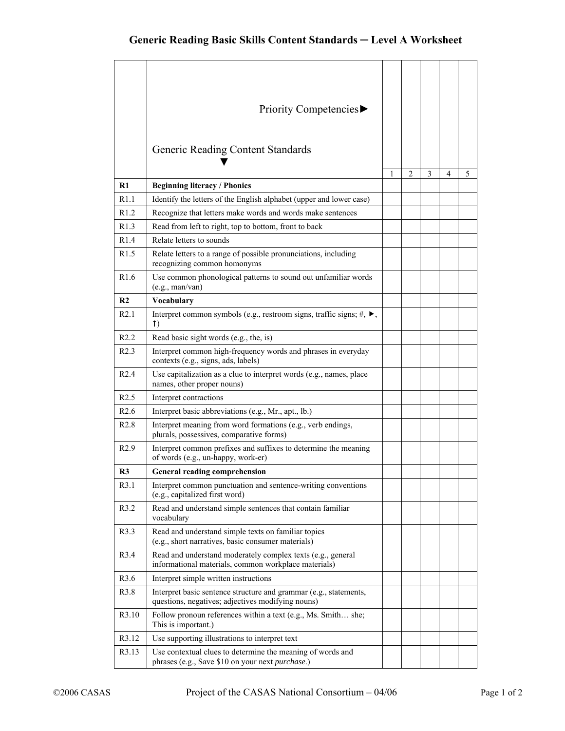# Generic Reading Basic Skills Content Standards ─ Level A Worksheet

| | Priority Competencies► <br> Generic Reading Content Standards ▼ | 1 | 2 | 3 | 4 | 5 |
|---|---|---|---|---|---|---|
| **R1** | **Beginning literacy / Phonics** | | | | | |
| R1.1 | Identify the letters of the English alphabet (upper and lower case) | | | | | |
| R1.2 | Recognize that letters make words and words make sentences | | | | | |
| R1.3 | Read from left to right, top to bottom, front to back | | | | | |
| R1.4 | Relate letters to sounds | | | | | |
| R1.5 | Relate letters to a range of possible pronunciations, including recognizing common homonyms | | | | | |
| R1.6 | Use common phonological patterns to sound out unfamiliar words (e.g., man/van) | | | | | |
| **R2** | **Vocabulary** | | | | | |
| R2.1 | Interpret common symbols (e.g., restroom signs, traffic signs; #, ►, ↑) | | | | | |
| R2.2 | Read basic sight words (e.g., the, is) | | | | | |
| R2.3 | Interpret common high-frequency words and phrases in everyday contexts (e.g., signs, ads, labels) | | | | | |
| R2.4 | Use capitalization as a clue to interpret words (e.g., names, place names, other proper nouns) | | | | | |
| R2.5 | Interpret contractions | | | | | |
| R2.6 | Interpret basic abbreviations (e.g., Mr., apt., lb.) | | | | | |
| R2.8 | Interpret meaning from word formations (e.g., verb endings, plurals, possessives, comparative forms) | | | | | |
| R2.9 | Interpret common prefixes and suffixes to determine the meaning of words (e.g., un-happy, work-er) | | | | | |
| **R3** | **General reading comprehension** | | | | | |
| R3.1 | Interpret common punctuation and sentence-writing conventions (e.g., capitalized first word) | | | | | |
| R3.2 | Read and understand simple sentences that contain familiar vocabulary | | | | | |
| R3.3 | Read and understand simple texts on familiar topics (e.g., short narratives, basic consumer materials) | | | | | |
| R3.4 | Read and understand moderately complex texts (e.g., general informational materials, common workplace materials) | | | | | |
| R3.6 | Interpret simple written instructions | | | | | |
| R3.8 | Interpret basic sentence structure and grammar (e.g., statements, questions, negatives; adjectives modifying nouns) | | | | | |
| R3.10 | Follow pronoun references within a text (e.g., Ms. Smith… she; This is important.) | | | | | |
| R3.12 | Use supporting illustrations to interpret text | | | | | |
| R3.13 | Use contextual clues to determine the meaning of words and phrases (e.g., Save $10 on your next *purchase*.) | | | | | |

©2006 CASAS Project of the CASAS National Consortium – 04/06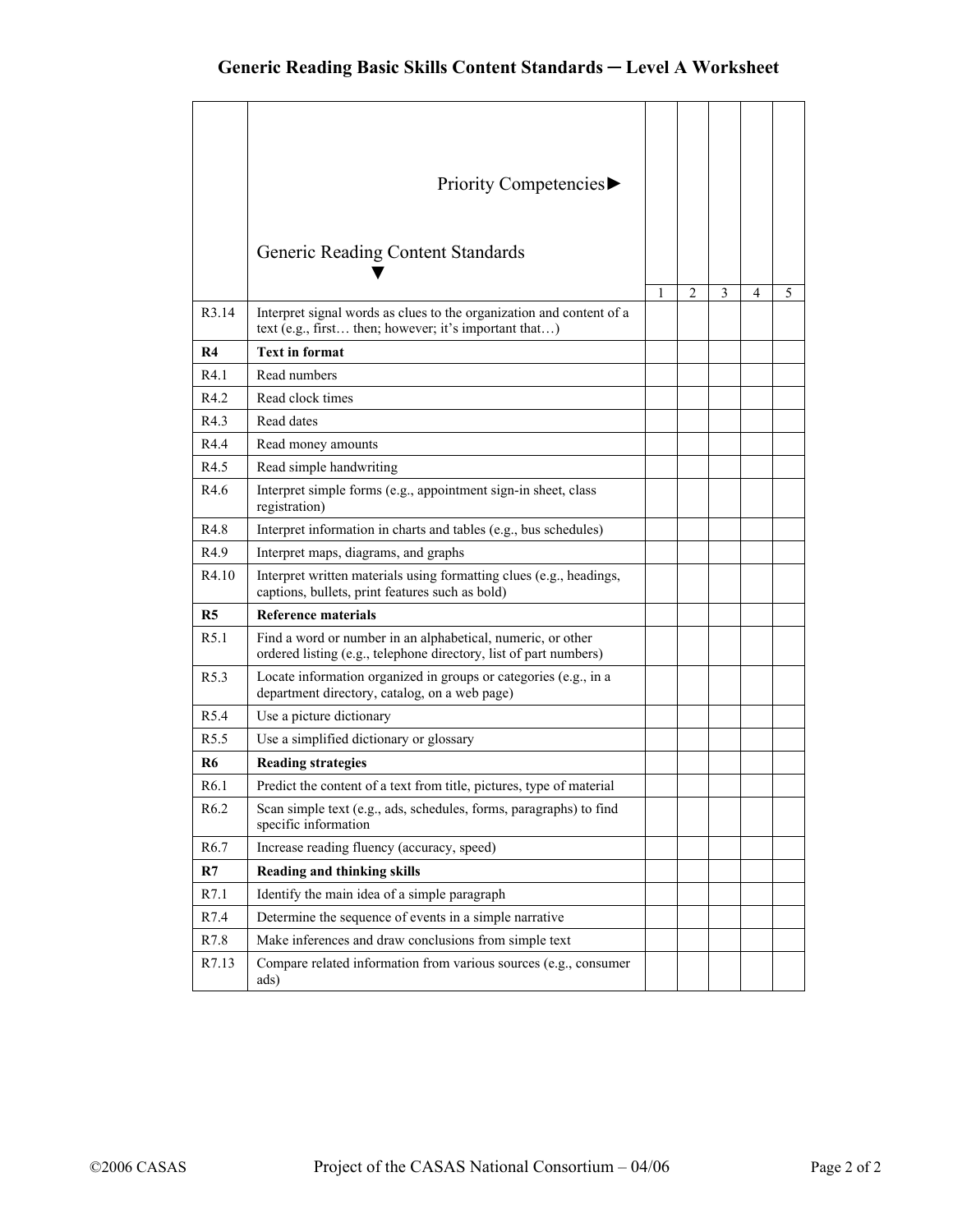## Generic Reading Basic Skills Content Standards ─ Level A Worksheet

| | Priority Competencies ► <br> Generic Reading Content Standards ▼ | 1 | 2 | 3 | 4 | 5 |
|---|---|---|---|---|---|---|
| R3.14 | Interpret signal words as clues to the organization and content of a text (e.g., first… then; however; it's important that…) | | | | | |
| **R4** | **Text in format** | | | | | |
| R4.1 | Read numbers | | | | | |
| R4.2 | Read clock times | | | | | |
| R4.3 | Read dates | | | | | |
| R4.4 | Read money amounts | | | | | |
| R4.5 | Read simple handwriting | | | | | |
| R4.6 | Interpret simple forms (e.g., appointment sign-in sheet, class registration) | | | | | |
| R4.8 | Interpret information in charts and tables (e.g., bus schedules) | | | | | |
| R4.9 | Interpret maps, diagrams, and graphs | | | | | |
| R4.10 | Interpret written materials using formatting clues (e.g., headings, captions, bullets, print features such as bold) | | | | | |
| **R5** | **Reference materials** | | | | | |
| R5.1 | Find a word or number in an alphabetical, numeric, or other ordered listing (e.g., telephone directory, list of part numbers) | | | | | |
| R5.3 | Locate information organized in groups or categories (e.g., in a department directory, catalog, on a web page) | | | | | |
| R5.4 | Use a picture dictionary | | | | | |
| R5.5 | Use a simplified dictionary or glossary | | | | | |
| **R6** | **Reading strategies** | | | | | |
| R6.1 | Predict the content of a text from title, pictures, type of material | | | | | |
| R6.2 | Scan simple text (e.g., ads, schedules, forms, paragraphs) to find specific information | | | | | |
| R6.7 | Increase reading fluency (accuracy, speed) | | | | | |
| **R7** | **Reading and thinking skills** | | | | | |
| R7.1 | Identify the main idea of a simple paragraph | | | | | |
| R7.4 | Determine the sequence of events in a simple narrative | | | | | |
| R7.8 | Make inferences and draw conclusions from simple text | | | | | |
| R7.13 | Compare related information from various sources (e.g., consumer ads) | | | | | |

©2006 CASAS Project of the CASAS National Consortium – 04/06